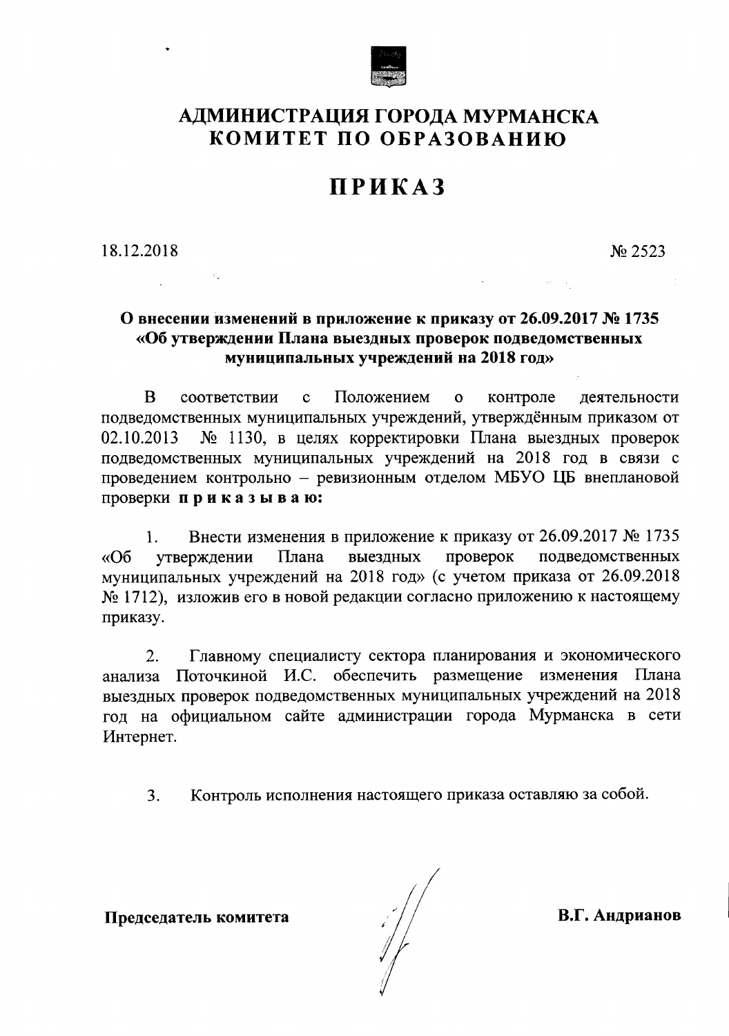# АДМИНИСТРАЦИЯ ГОРОДА МУРМАНСКА
# КОМИТЕТ ПО ОБРАЗОВАНИЮ

# ПРИКАЗ

18.12.2018 № 2523

**О внесении изменений в приложение к приказу от 26.09.2017 № 1735 «Об утверждении Плана выездных проверок подведомственных муниципальных учреждений на 2018 год»**

В соответствии с Положением о контроле деятельности подведомственных муниципальных учреждений, утверждённым приказом от 02.10.2013 № 1130, в целях корректировки Плана выездных проверок подведомственных муниципальных учреждений на 2018 год в связи с проведением контрольно – ревизионным отделом МБУО ЦБ внеплановой проверки **п р и к а з ы в а ю:**

1. Внести изменения в приложение к приказу от 26.09.2017 № 1735 «Об утверждении Плана выездных проверок подведомственных муниципальных учреждений на 2018 год» (с учетом приказа от 26.09.2018 № 1712), изложив его в новой редакции согласно приложению к настоящему приказу.

2. Главному специалисту сектора планирования и экономического анализа Поточкиной И.С. обеспечить размещение изменения Плана выездных проверок подведомственных муниципальных учреждений на 2018 год на официальном сайте администрации города Мурманска в сети Интернет.

3. Контроль исполнения настоящего приказа оставляю за собой.

**Председатель комитета** **В.Г. Андрианов**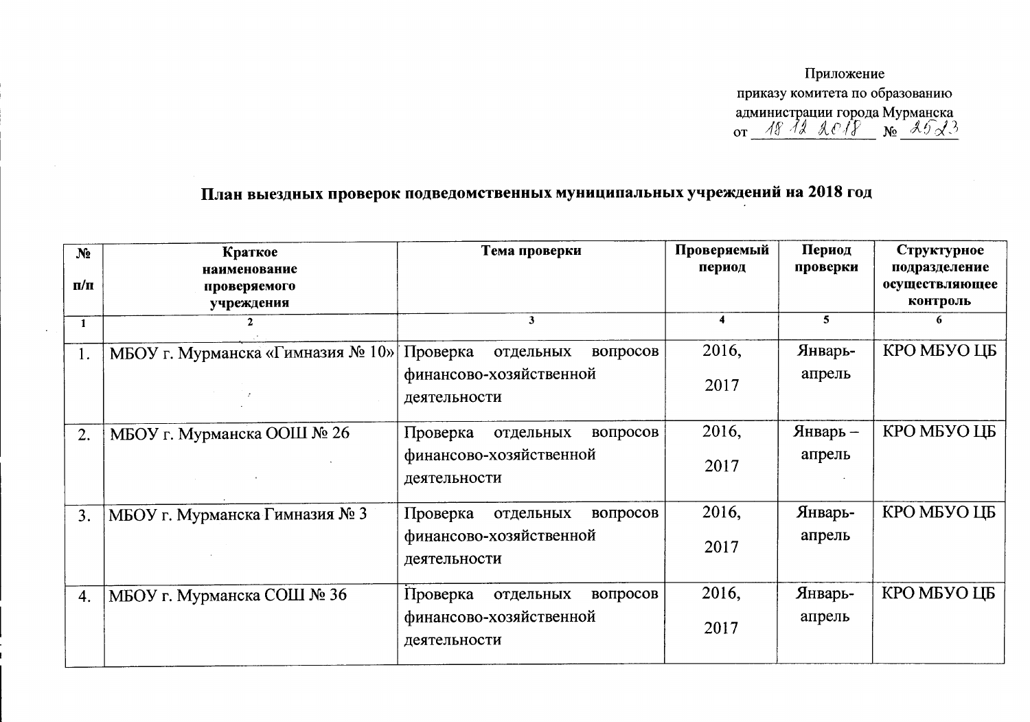Приложение
приказу комитета по образованию
администрации города Мурманска
от 18.12.2018 № 2523

## План выездных проверок подведомственных муниципальных учреждений на 2018 год

| № п/п | Краткое наименование проверяемого учреждения | Тема проверки | Проверяемый период | Период проверки | Структурное подразделение осуществляющее контроль |
|---|---|---|---|---|---|
| 1 | 2 | 3 | 4 | 5 | 6 |
| 1. | МБОУ г. Мурманска «Гимназия № 10» | Проверка отдельных вопросов финансово-хозяйственной деятельности | 2016, 2017 | Январь-апрель | КРО МБУО ЦБ |
| 2. | МБОУ г. Мурманска ООШ № 26 | Проверка отдельных вопросов финансово-хозяйственной деятельности | 2016, 2017 | Январь – апрель | КРО МБУО ЦБ |
| 3. | МБОУ г. Мурманска Гимназия № 3 | Проверка отдельных вопросов финансово-хозяйственной деятельности | 2016, 2017 | Январь-апрель | КРО МБУО ЦБ |
| 4. | МБОУ г. Мурманска СОШ № 36 | Проверка отдельных вопросов финансово-хозяйственной деятельности | 2016, 2017 | Январь-апрель | КРО МБУО ЦБ |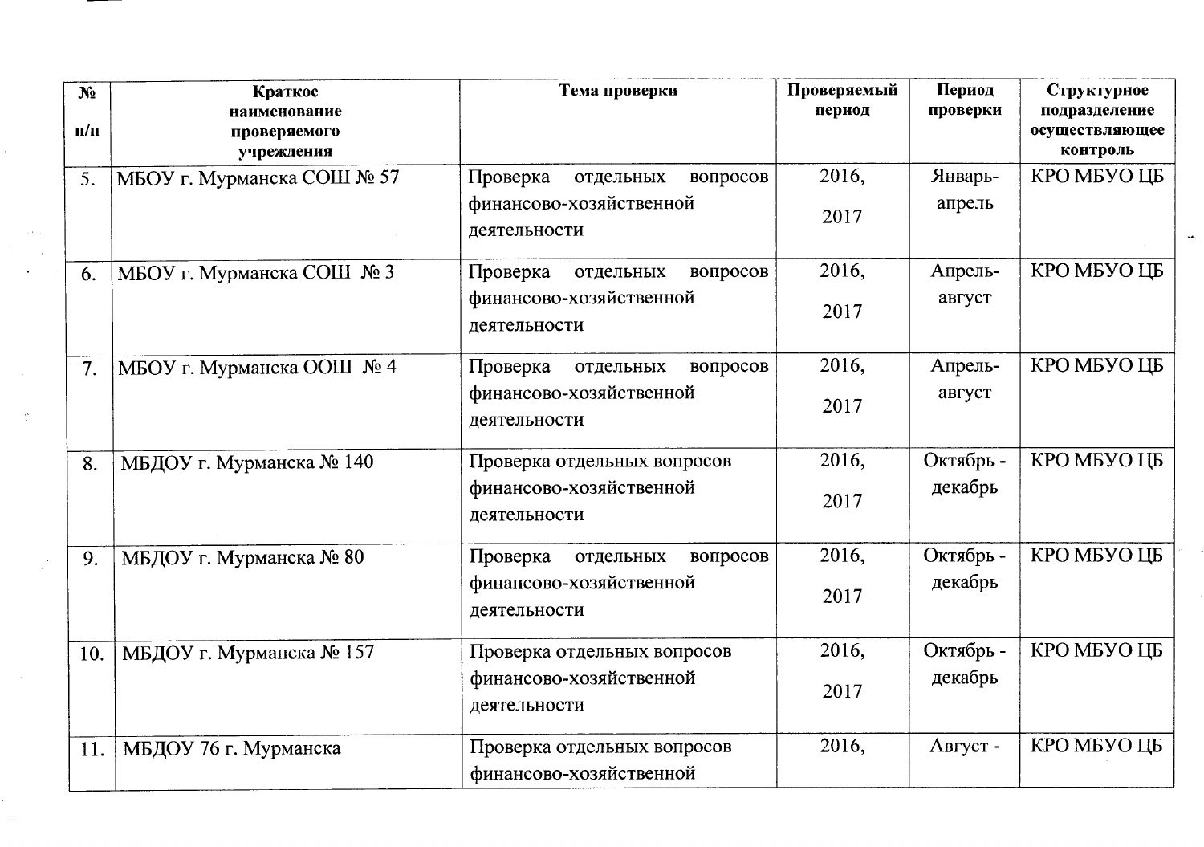| № п/п | Краткое наименование проверяемого учреждения | Тема проверки | Проверяемый период | Период проверки | Структурное подразделение осуществляющее контроль |
|---|---|---|---|---|---|
| 5. | МБОУ г. Мурманска СОШ № 57 | Проверка отдельных вопросов финансово-хозяйственной деятельности | 2016, 2017 | Январь-апрель | КРО МБУО ЦБ |
| 6. | МБОУ г. Мурманска СОШ № 3 | Проверка отдельных вопросов финансово-хозяйственной деятельности | 2016, 2017 | Апрель-август | КРО МБУО ЦБ |
| 7. | МБОУ г. Мурманска ООШ № 4 | Проверка отдельных вопросов финансово-хозяйственной деятельности | 2016, 2017 | Апрель-август | КРО МБУО ЦБ |
| 8. | МБДОУ г. Мурманска № 140 | Проверка отдельных вопросов финансово-хозяйственной деятельности | 2016, 2017 | Октябрь - декабрь | КРО МБУО ЦБ |
| 9. | МБДОУ г. Мурманска № 80 | Проверка отдельных вопросов финансово-хозяйственной деятельности | 2016, 2017 | Октябрь - декабрь | КРО МБУО ЦБ |
| 10. | МБДОУ г. Мурманска № 157 | Проверка отдельных вопросов финансово-хозяйственной деятельности | 2016, 2017 | Октябрь - декабрь | КРО МБУО ЦБ |
| 11. | МБДОУ 76 г. Мурманска | Проверка отдельных вопросов финансово-хозяйственной | 2016, | Август - | КРО МБУО ЦБ |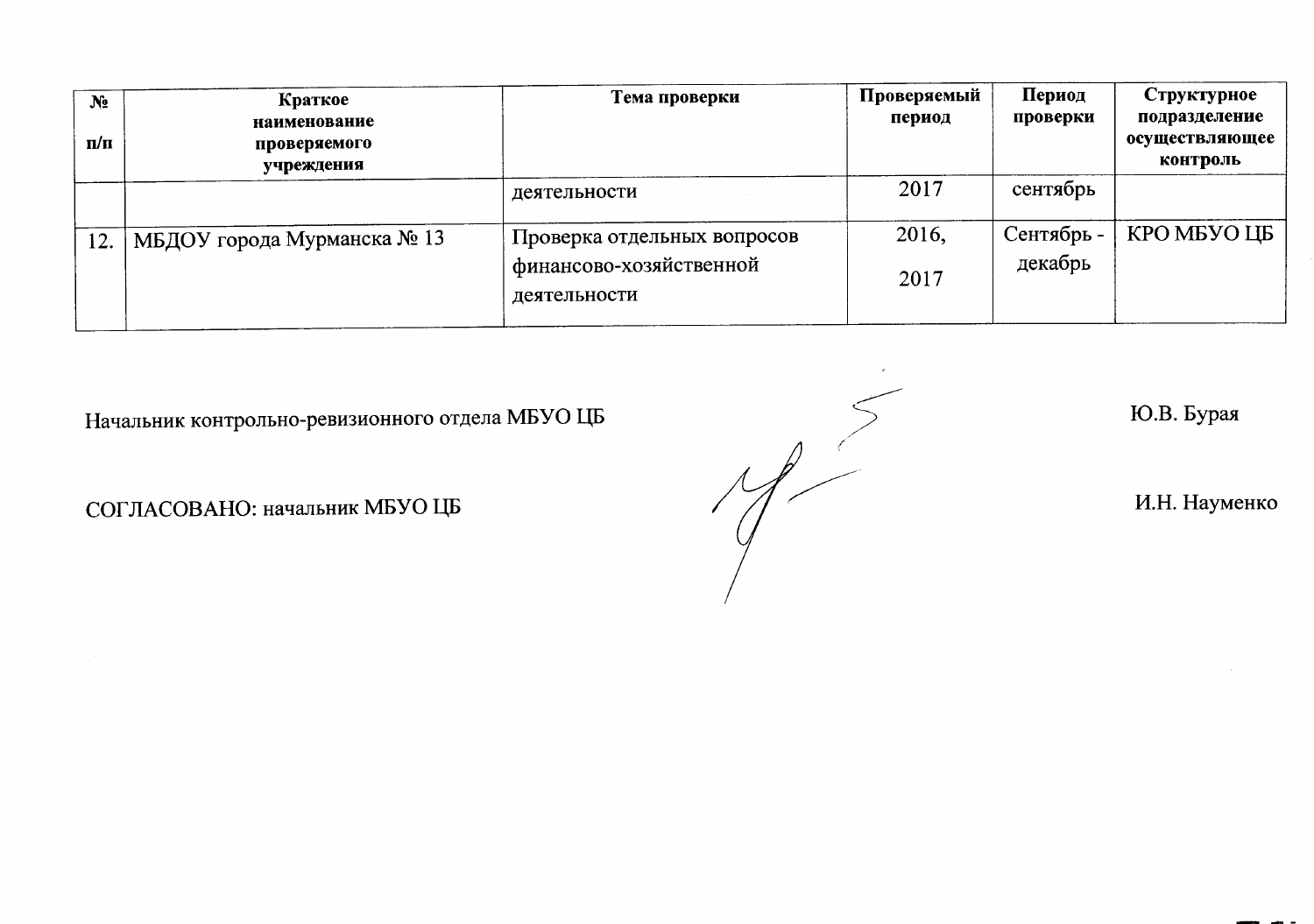| № п/п | Краткое наименование проверяемого учреждения | Тема проверки | Проверяемый период | Период проверки | Структурное подразделение осуществляющее контроль |
|---|---|---|---|---|---|
| | | деятельности | 2017 | сентябрь | |
| 12. | МБДОУ города Мурманска № 13 | Проверка отдельных вопросов финансово-хозяйственной деятельности | 2016, 2017 | Сентябрь - декабрь | КРО МБУО ЦБ |

Начальник контрольно-ревизионного отдела МБУО ЦБ Ю.В. Бурая

СОГЛАСОВАНО: начальник МБУО ЦБ И.Н. Науменко